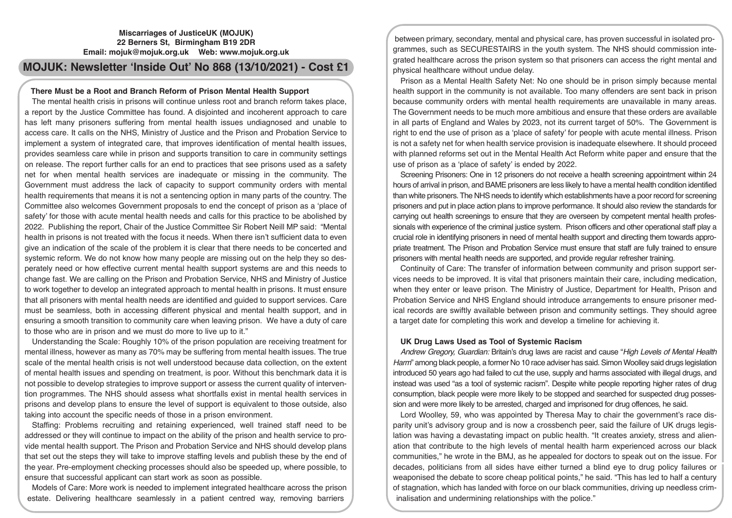**Miscarriages of JusticeUK (MOJUK)**
**22 Berners St, Birmingham B19 2DR**
**Email: mojuk@mojuk.org.uk Web: www.mojuk.org.uk**

# MOJUK: Newsletter 'Inside Out' No 868 (13/10/2021) - Cost £1

## There Must be a Root and Branch Reform of Prison Mental Health Support

The mental health crisis in prisons will continue unless root and branch reform takes place, a report by the Justice Committee has found. A disjointed and incoherent approach to care has left many prisoners suffering from mental health issues undiagnosed and unable to access care. It calls on the NHS, Ministry of Justice and the Prison and Probation Service to implement a system of integrated care, that improves identification of mental health issues, provides seamless care while in prison and supports transition to care in community settings on release. The report further calls for an end to practices that see prisons used as a safety net for when mental health services are inadequate or missing in the community. The Government must address the lack of capacity to support community orders with mental health requirements that means it is not a sentencing option in many parts of the country. The Committee also welcomes Government proposals to end the concept of prison as a 'place of safety' for those with acute mental health needs and calls for this practice to be abolished by 2022. Publishing the report, Chair of the Justice Committee Sir Robert Neill MP said: "Mental health in prisons is not treated with the focus it needs. When there isn't sufficient data to even give an indication of the scale of the problem it is clear that there needs to be concerted and systemic reform. We do not know how many people are missing out on the help they so desperately need or how effective current mental health support systems are and this needs to change fast. We are calling on the Prison and Probation Service, NHS and Ministry of Justice to work together to develop an integrated approach to mental health in prisons. It must ensure that all prisoners with mental health needs are identified and guided to support services. Care must be seamless, both in accessing different physical and mental health support, and in ensuring a smooth transition to community care when leaving prison. We have a duty of care to those who are in prison and we must do more to live up to it."

Understanding the Scale: Roughly 10% of the prison population are receiving treatment for mental illness, however as many as 70% may be suffering from mental health issues. The true scale of the mental health crisis is not well understood because data collection, on the extent of mental health issues and spending on treatment, is poor. Without this benchmark data it is not possible to develop strategies to improve support or assess the current quality of intervention programmes. The NHS should assess what shortfalls exist in mental health services in prisons and develop plans to ensure the level of support is equivalent to those outside, also taking into account the specific needs of those in a prison environment.

Staffing: Problems recruiting and retaining experienced, well trained staff need to be addressed or they will continue to impact on the ability of the prison and health service to provide mental health support. The Prison and Probation Service and NHS should develop plans that set out the steps they will take to improve staffing levels and publish these by the end of the year. Pre-employment checking processes should also be speeded up, where possible, to ensure that successful applicant can start work as soon as possible.

Models of Care: More work is needed to implement integrated healthcare across the prison estate. Delivering healthcare seamlessly in a patient centred way, removing barriers between primary, secondary, mental and physical care, has proven successful in isolated programmes, such as SECURESTAIRS in the youth system. The NHS should commission integrated healthcare across the prison system so that prisoners can access the right mental and physical healthcare without undue delay.

Prison as a Mental Health Safety Net: No one should be in prison simply because mental health support in the community is not available. Too many offenders are sent back in prison because community orders with mental health requirements are unavailable in many areas. The Government needs to be much more ambitious and ensure that these orders are available in all parts of England and Wales by 2023, not its current target of 50%. The Government is right to end the use of prison as a 'place of safety' for people with acute mental illness. Prison is not a safety net for when health service provision is inadequate elsewhere. It should proceed with planned reforms set out in the Mental Health Act Reform white paper and ensure that the use of prison as a 'place of safety' is ended by 2022.

Screening Prisoners: One in 12 prisoners do not receive a health screening appointment within 24 hours of arrival in prison, and BAME prisoners are less likely to have a mental health condition identified than white prisoners. The NHS needs to identify which establishments have a poor record for screening prisoners and put in place action plans to improve performance. It should also review the standards for carrying out health screenings to ensure that they are overseen by competent mental health professionals with experience of the criminal justice system. Prison officers and other operational staff play a crucial role in identifying prisoners in need of mental health support and directing them towards appropriate treatment. The Prison and Probation Service must ensure that staff are fully trained to ensure prisoners with mental health needs are supported, and provide regular refresher training.

Continuity of Care: The transfer of information between community and prison support services needs to be improved. It is vital that prisoners maintain their care, including medication, when they enter or leave prison. The Ministry of Justice, Department for Health, Prison and Probation Service and NHS England should introduce arrangements to ensure prisoner medical records are swiftly available between prison and community settings. They should agree a target date for completing this work and develop a timeline for achieving it.

## UK Drug Laws Used as Tool of Systemic Racism

*Andrew Gregory, Guardian:* Britain's drug laws are racist and cause "*High Levels of Mental Health Harm*" among black people, a former No 10 race adviser has said. Simon Woolley said drugs legislation introduced 50 years ago had failed to cut the use, supply and harms associated with illegal drugs, and instead was used "as a tool of systemic racism". Despite white people reporting higher rates of drug consumption, black people were more likely to be stopped and searched for suspected drug possession and were more likely to be arrested, charged and imprisoned for drug offences, he said.

Lord Woolley, 59, who was appointed by Theresa May to chair the government's race disparity unit's advisory group and is now a crossbench peer, said the failure of UK drugs legislation was having a devastating impact on public health. "It creates anxiety, stress and alienation that contribute to the high levels of mental health harm experienced across our black communities," he wrote in the BMJ, as he appealed for doctors to speak out on the issue. For decades, politicians from all sides have either turned a blind eye to drug policy failures or weaponised the debate to score cheap political points," he said. "This has led to half a century of stagnation, which has landed with force on our black communities, driving up needless criminalisation and undermining relationships with the police."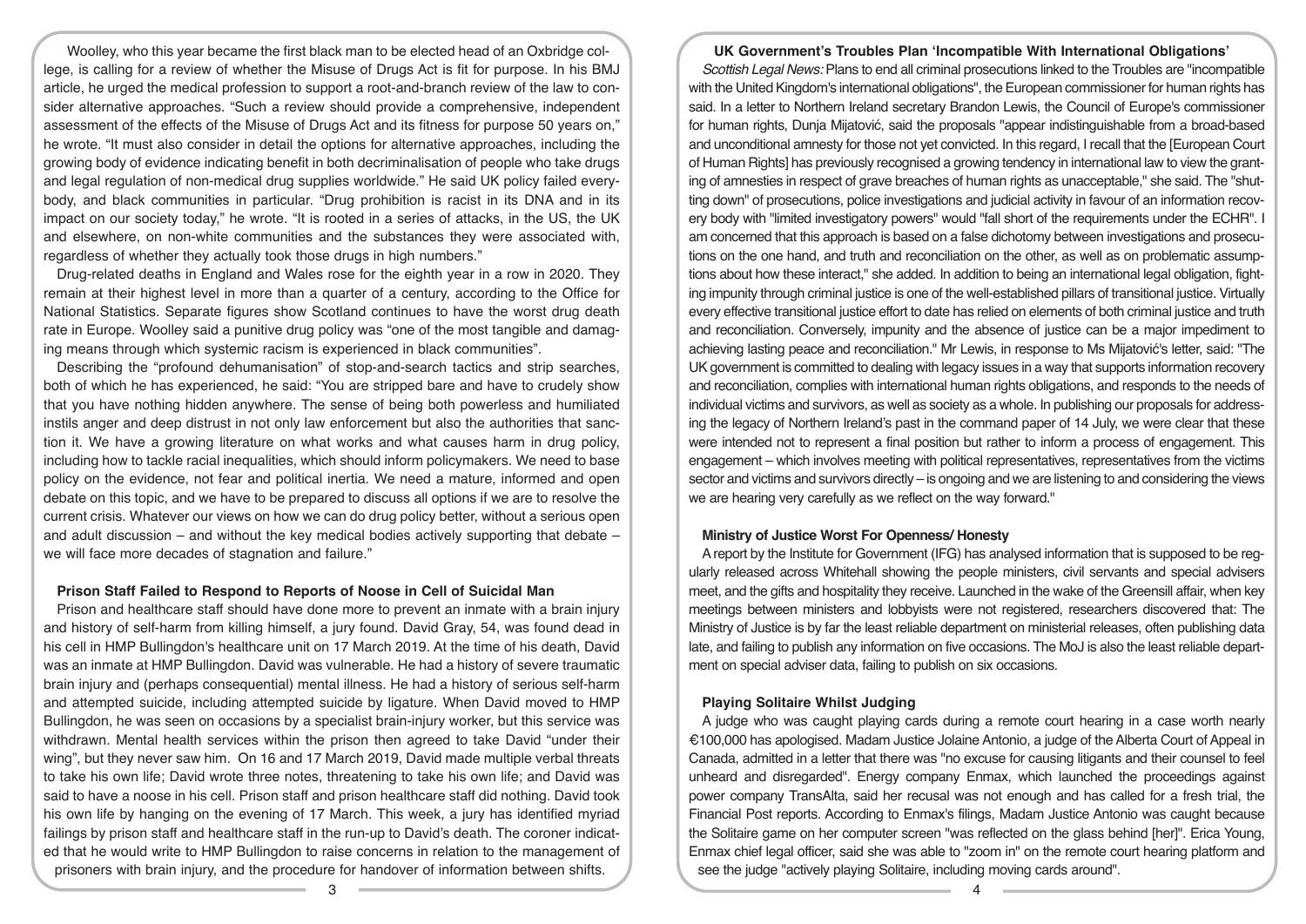Woolley, who this year became the first black man to be elected head of an Oxbridge college, is calling for a review of whether the Misuse of Drugs Act is fit for purpose. In his BMJ article, he urged the medical profession to support a root-and-branch review of the law to consider alternative approaches. "Such a review should provide a comprehensive, independent assessment of the effects of the Misuse of Drugs Act and its fitness for purpose 50 years on," he wrote. "It must also consider in detail the options for alternative approaches, including the growing body of evidence indicating benefit in both decriminalisation of people who take drugs and legal regulation of non-medical drug supplies worldwide." He said UK policy failed everybody, and black communities in particular. "Drug prohibition is racist in its DNA and in its impact on our society today," he wrote. "It is rooted in a series of attacks, in the US, the UK and elsewhere, on non-white communities and the substances they were associated with, regardless of whether they actually took those drugs in high numbers."

Drug-related deaths in England and Wales rose for the eighth year in a row in 2020. They remain at their highest level in more than a quarter of a century, according to the Office for National Statistics. Separate figures show Scotland continues to have the worst drug death rate in Europe. Woolley said a punitive drug policy was "one of the most tangible and damaging means through which systemic racism is experienced in black communities".

Describing the "profound dehumanisation" of stop-and-search tactics and strip searches, both of which he has experienced, he said: "You are stripped bare and have to crudely show that you have nothing hidden anywhere. The sense of being both powerless and humiliated instils anger and deep distrust in not only law enforcement but also the authorities that sanction it. We have a growing literature on what works and what causes harm in drug policy, including how to tackle racial inequalities, which should inform policymakers. We need to base policy on the evidence, not fear and political inertia. We need a mature, informed and open debate on this topic, and we have to be prepared to discuss all options if we are to resolve the current crisis. Whatever our views on how we can do drug policy better, without a serious open and adult discussion – and without the key medical bodies actively supporting that debate – we will face more decades of stagnation and failure."

### Prison Staff Failed to Respond to Reports of Noose in Cell of Suicidal Man

Prison and healthcare staff should have done more to prevent an inmate with a brain injury and history of self-harm from killing himself, a jury found. David Gray, 54, was found dead in his cell in HMP Bullingdon's healthcare unit on 17 March 2019. At the time of his death, David was an inmate at HMP Bullingdon. David was vulnerable. He had a history of severe traumatic brain injury and (perhaps consequential) mental illness. He had a history of serious self-harm and attempted suicide, including attempted suicide by ligature. When David moved to HMP Bullingdon, he was seen on occasions by a specialist brain-injury worker, but this service was withdrawn. Mental health services within the prison then agreed to take David "under their wing", but they never saw him. On 16 and 17 March 2019, David made multiple verbal threats to take his own life; David wrote three notes, threatening to take his own life; and David was said to have a noose in his cell. Prison staff and prison healthcare staff did nothing. David took his own life by hanging on the evening of 17 March. This week, a jury has identified myriad failings by prison staff and healthcare staff in the run-up to David's death. The coroner indicated that he would write to HMP Bullingdon to raise concerns in relation to the management of prisoners with brain injury, and the procedure for handover of information between shifts.

### UK Government's Troubles Plan 'Incompatible With International Obligations'

*Scottish Legal News:* Plans to end all criminal prosecutions linked to the Troubles are "incompatible with the United Kingdom's international obligations", the European commissioner for human rights has said. In a letter to Northern Ireland secretary Brandon Lewis, the Council of Europe's commissioner for human rights, Dunja Mijatović, said the proposals "appear indistinguishable from a broad-based and unconditional amnesty for those not yet convicted. In this regard, I recall that the [European Court of Human Rights] has previously recognised a growing tendency in international law to view the granting of amnesties in respect of grave breaches of human rights as unacceptable," she said. The "shutting down" of prosecutions, police investigations and judicial activity in favour of an information recovery body with "limited investigatory powers" would "fall short of the requirements under the ECHR". I am concerned that this approach is based on a false dichotomy between investigations and prosecutions on the one hand, and truth and reconciliation on the other, as well as on problematic assumptions about how these interact," she added. In addition to being an international legal obligation, fighting impunity through criminal justice is one of the well-established pillars of transitional justice. Virtually every effective transitional justice effort to date has relied on elements of both criminal justice and truth and reconciliation. Conversely, impunity and the absence of justice can be a major impediment to achieving lasting peace and reconciliation." Mr Lewis, in response to Ms Mijatović's letter, said: "The UK government is committed to dealing with legacy issues in a way that supports information recovery and reconciliation, complies with international human rights obligations, and responds to the needs of individual victims and survivors, as well as society as a whole. In publishing our proposals for addressing the legacy of Northern Ireland's past in the command paper of 14 July, we were clear that these were intended not to represent a final position but rather to inform a process of engagement. This engagement – which involves meeting with political representatives, representatives from the victims sector and victims and survivors directly – is ongoing and we are listening to and considering the views we are hearing very carefully as we reflect on the way forward."

### Ministry of Justice Worst For Openness/ Honesty

A report by the Institute for Government (IFG) has analysed information that is supposed to be regularly released across Whitehall showing the people ministers, civil servants and special advisers meet, and the gifts and hospitality they receive. Launched in the wake of the Greensill affair, when key meetings between ministers and lobbyists were not registered, researchers discovered that: The Ministry of Justice is by far the least reliable department on ministerial releases, often publishing data late, and failing to publish any information on five occasions. The MoJ is also the least reliable department on special adviser data, failing to publish on six occasions.

### Playing Solitaire Whilst Judging

A judge who was caught playing cards during a remote court hearing in a case worth nearly €100,000 has apologised. Madam Justice Jolaine Antonio, a judge of the Alberta Court of Appeal in Canada, admitted in a letter that there was "no excuse for causing litigants and their counsel to feel unheard and disregarded". Energy company Enmax, which launched the proceedings against power company TransAlta, said her recusal was not enough and has called for a fresh trial, the Financial Post reports. According to Enmax's filings, Madam Justice Antonio was caught because the Solitaire game on her computer screen "was reflected on the glass behind [her]". Erica Young, Enmax chief legal officer, said she was able to "zoom in" on the remote court hearing platform and see the judge "actively playing Solitaire, including moving cards around".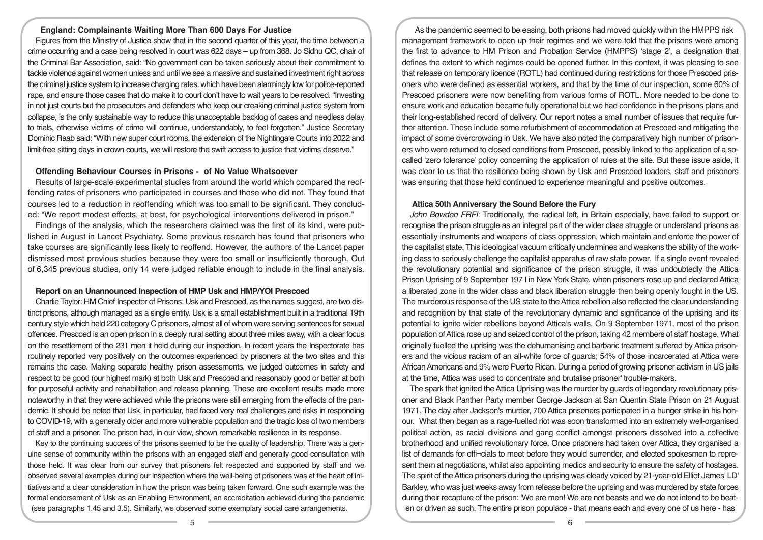### England: Complainants Waiting More Than 600 Days For Justice

Figures from the Ministry of Justice show that in the second quarter of this year, the time between a crime occurring and a case being resolved in court was 622 days – up from 368. Jo Sidhu QC, chair of the Criminal Bar Association, said: "No government can be taken seriously about their commitment to tackle violence against women unless and until we see a massive and sustained investment right across the criminal justice system to increase charging rates, which have been alarmingly low for police-reported rape, and ensure those cases that do make it to court don't have to wait years to be resolved. "Investing in not just courts but the prosecutors and defenders who keep our creaking criminal justice system from collapse, is the only sustainable way to reduce this unacceptable backlog of cases and needless delay to trials, otherwise victims of crime will continue, understandably, to feel forgotten." Justice Secretary Dominic Raab said: "With new super court rooms, the extension of the Nightingale Courts into 2022 and limit-free sitting days in crown courts, we will restore the swift access to justice that victims deserve."

### Offending Behaviour Courses in Prisons - of No Value Whatsoever

Results of large-scale experimental studies from around the world which compared the reoffending rates of prisoners who participated in courses and those who did not. They found that courses led to a reduction in reoffending which was too small to be significant. They concluded: "We report modest effects, at best, for psychological interventions delivered in prison."

Findings of the analysis, which the researchers claimed was the first of its kind, were published in August in Lancet Psychiatry. Some previous research has found that prisoners who take courses are significantly less likely to reoffend. However, the authors of the Lancet paper dismissed most previous studies because they were too small or insufficiently thorough. Out of 6,345 previous studies, only 14 were judged reliable enough to include in the final analysis.

### Report on an Unannounced Inspection of HMP Usk and HMP/YOI Prescoed

Charlie Taylor: HM Chief Inspector of Prisons: Usk and Prescoed, as the names suggest, are two distinct prisons, although managed as a single entity. Usk is a small establishment built in a traditional 19th century style which held 220 category C prisoners, almost all of whom were serving sentences for sexual offences. Prescoed is an open prison in a deeply rural setting about three miles away, with a clear focus on the resettlement of the 231 men it held during our inspection. In recent years the Inspectorate has routinely reported very positively on the outcomes experienced by prisoners at the two sites and this remains the case. Making separate healthy prison assessments, we judged outcomes in safety and respect to be good (our highest mark) at both Usk and Prescoed and reasonably good or better at both for purposeful activity and rehabilitation and release planning. These are excellent results made more noteworthy in that they were achieved while the prisons were still emerging from the effects of the pandemic. It should be noted that Usk, in particular, had faced very real challenges and risks in responding to COVID-19, with a generally older and more vulnerable population and the tragic loss of two members of staff and a prisoner. The prison had, in our view, shown remarkable resilience in its response.

Key to the continuing success of the prisons seemed to be the quality of leadership. There was a genuine sense of community within the prisons with an engaged staff and generally good consultation with those held. It was clear from our survey that prisoners felt respected and supported by staff and we observed several examples during our inspection where the well-being of prisoners was at the heart of initiatives and a clear consideration in how the prison was being taken forward. One such example was the formal endorsement of Usk as an Enabling Environment, an accreditation achieved during the pandemic (see paragraphs 1.45 and 3.5). Similarly, we observed some exemplary social care arrangements.

As the pandemic seemed to be easing, both prisons had moved quickly within the HMPPS risk management framework to open up their regimes and we were told that the prisons were among the first to advance to HM Prison and Probation Service (HMPPS) 'stage 2', a designation that defines the extent to which regimes could be opened further. In this context, it was pleasing to see that release on temporary licence (ROTL) had continued during restrictions for those Prescoed prisoners who were defined as essential workers, and that by the time of our inspection, some 60% of Prescoed prisoners were now benefiting from various forms of ROTL. More needed to be done to ensure work and education became fully operational but we had confidence in the prisons plans and their long-established record of delivery. Our report notes a small number of issues that require further attention. These include some refurbishment of accommodation at Prescoed and mitigating the impact of some overcrowding in Usk. We have also noted the comparatively high number of prisoners who were returned to closed conditions from Prescoed, possibly linked to the application of a so-called 'zero tolerance' policy concerning the application of rules at the site. But these issue aside, it was clear to us that the resilience being shown by Usk and Prescoed leaders, staff and prisoners was ensuring that those held continued to experience meaningful and positive outcomes.

### Attica 50th Anniversary the Sound Before the Fury

*John Bowden FRFI:* Traditionally, the radical left, in Britain especially, have failed to support or recognise the prison struggle as an integral part of the wider class struggle or understand prisons as essentially instruments and weapons of class oppression, which maintain and enforce the power of the capitalist state. This ideological vacuum critically undermines and weakens the ability of the working class to seriously challenge the capitalist apparatus of raw state power. If a single event revealed the revolutionary potential and significance of the prison struggle, it was undoubtedly the Attica Prison Uprising of 9 September 197 I in New York State, when prisoners rose up and declared Attica a liberated zone in the wider class and black liberation struggle then being openly fought in the US. The murderous response of the US state to the Attica rebellion also reflected the clear understanding and recognition by that state of the revolutionary dynamic and significance of the uprising and its potential to ignite wider rebellions beyond Attica's walls. On 9 September 1971, most of the prison population of Attica rose up and seized control of the prison, taking 42 members of staff hostage. What originally fuelled the uprising was the dehumanising and barbaric treatment suffered by Attica prisoners and the vicious racism of an all-white force of guards; 54% of those incarcerated at Attica were African Americans and 9% were Puerto Rican. During a period of growing prisoner activism in US jails at the time, Attica was used to concentrate and brutalise prisoner' trouble-makers.

The spark that ignited the Attica Uprising was the murder by guards of legendary revolutionary prisoner and Black Panther Party member George Jackson at San Quentin State Prison on 21 August 1971. The day after Jackson's murder, 700 Attica prisoners participated in a hunger strike in his honour. What then began as a rage-fuelled riot was soon transformed into an extremely well-organised political action, as racial divisions and gang conflict amongst prisoners dissolved into a collective brotherhood and unified revolutionary force. Once prisoners had taken over Attica, they organised a list of demands for offi¬cials to meet before they would surrender, and elected spokesmen to represent them at negotiations, whilst also appointing medics and security to ensure the safety of hostages. The spirit of the Attica prisoners during the uprising was clearly voiced by 21-year-old Elliot James' LD' Barkley, who was just weeks away from release before the uprising and was murdered by state forces during their recapture of the prison: 'We are men! We are not beasts and we do not intend to be beaten or driven as such. The entire prison populace - that means each and every one of us here - has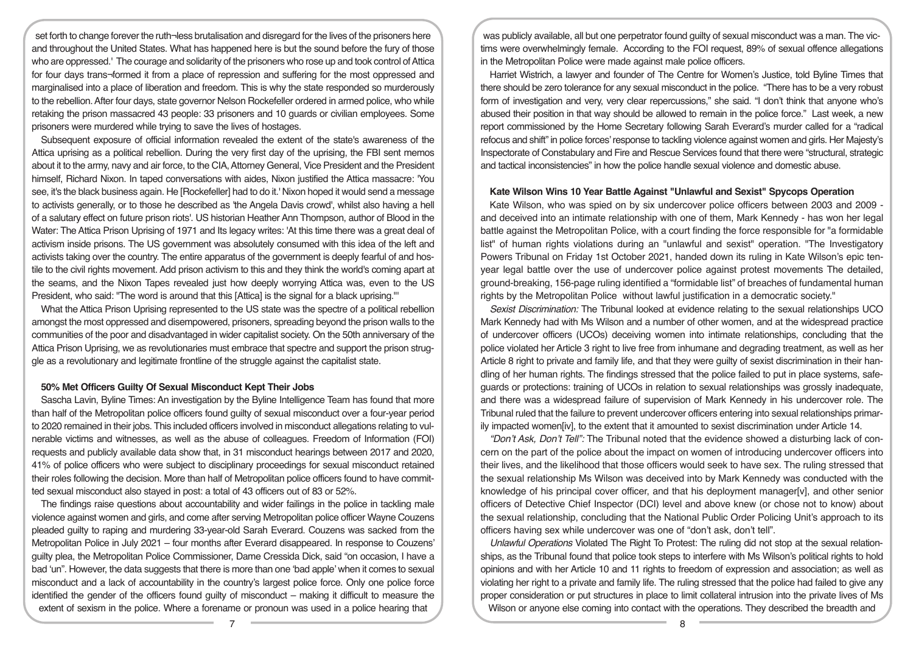set forth to change forever the ruth¬less brutalisation and disregard for the lives of the prisoners here and throughout the United States. What has happened here is but the sound before the fury of those who are oppressed.' The courage and solidarity of the prisoners who rose up and took control of Attica for four days trans¬formed it from a place of repression and suffering for the most oppressed and marginalised into a place of liberation and freedom. This is why the state responded so murderously to the rebellion. After four days, state governor Nelson Rockefeller ordered in armed police, who while retaking the prison massacred 43 people: 33 prisoners and 10 guards or civilian employees. Some prisoners were murdered while trying to save the lives of hostages.

Subsequent exposure of official information revealed the extent of the state's awareness of the Attica uprising as a political rebellion. During the very first day of the uprising, the FBI sent memos about it to the army, navy and air force, to the CIA, Attorney General, Vice President and the President himself, Richard Nixon. In taped conversations with aides, Nixon justified the Attica massacre: 'You see, it's the black business again. He [Rockefeller] had to do it.' Nixon hoped it would send a message to activists generally, or to those he described as 'the Angela Davis crowd', whilst also having a hell of a salutary effect on future prison riots'. US historian Heather Ann Thompson, author of Blood in the Water: The Attica Prison Uprising of 1971 and Its legacy writes: 'At this time there was a great deal of activism inside prisons. The US government was absolutely consumed with this idea of the left and activists taking over the country. The entire apparatus of the government is deeply fearful of and hostile to the civil rights movement. Add prison activism to this and they think the world's coming apart at the seams, and the Nixon Tapes revealed just how deeply worrying Attica was, even to the US President, who said: "The word is around that this [Attica] is the signal for a black uprising."'

What the Attica Prison Uprising represented to the US state was the spectre of a political rebellion amongst the most oppressed and disempowered, prisoners, spreading beyond the prison walls to the communities of the poor and disadvantaged in wider capitalist society. On the 50th anniversary of the Attica Prison Uprising, we as revolutionaries must embrace that spectre and support the prison struggle as a revolutionary and legitimate frontline of the struggle against the capitalist state.

**50% Met Officers Guilty Of Sexual Misconduct Kept Their Jobs**

Sascha Lavin, Byline Times: An investigation by the Byline Intelligence Team has found that more than half of the Metropolitan police officers found guilty of sexual misconduct over a four-year period to 2020 remained in their jobs. This included officers involved in misconduct allegations relating to vulnerable victims and witnesses, as well as the abuse of colleagues. Freedom of Information (FOI) requests and publicly available data show that, in 31 misconduct hearings between 2017 and 2020, 41% of police officers who were subject to disciplinary proceedings for sexual misconduct retained their roles following the decision. More than half of Metropolitan police officers found to have committed sexual misconduct also stayed in post: a total of 43 officers out of 83 or 52%.

The findings raise questions about accountability and wider failings in the police in tackling male violence against women and girls, and come after serving Metropolitan police officer Wayne Couzens pleaded guilty to raping and murdering 33-year-old Sarah Everard. Couzens was sacked from the Metropolitan Police in July 2021 – four months after Everard disappeared. In response to Couzens' guilty plea, the Metropolitan Police Commissioner, Dame Cressida Dick, said "on occasion, I have a bad 'un". However, the data suggests that there is more than one 'bad apple' when it comes to sexual misconduct and a lack of accountability in the country's largest police force. Only one police force identified the gender of the officers found guilty of misconduct – making it difficult to measure the extent of sexism in the police. Where a forename or pronoun was used in a police hearing that was publicly available, all but one perpetrator found guilty of sexual misconduct was a man. The victims were overwhelmingly female. According to the FOI request, 89% of sexual offence allegations in the Metropolitan Police were made against male police officers.

Harriet Wistrich, a lawyer and founder of The Centre for Women's Justice, told Byline Times that there should be zero tolerance for any sexual misconduct in the police. "There has to be a very robust form of investigation and very, very clear repercussions," she said. "I don't think that anyone who's abused their position in that way should be allowed to remain in the police force." Last week, a new report commissioned by the Home Secretary following Sarah Everard's murder called for a "radical refocus and shift" in police forces' response to tackling violence against women and girls. Her Majesty's Inspectorate of Constabulary and Fire and Rescue Services found that there were "structural, strategic and tactical inconsistencies" in how the police handle sexual violence and domestic abuse.

**Kate Wilson Wins 10 Year Battle Against "Unlawful and Sexist" Spycops Operation**

Kate Wilson, who was spied on by six undercover police officers between 2003 and 2009 - and deceived into an intimate relationship with one of them, Mark Kennedy - has won her legal battle against the Metropolitan Police, with a court finding the force responsible for "a formidable list" of human rights violations during an "unlawful and sexist" operation. "The Investigatory Powers Tribunal on Friday 1st October 2021, handed down its ruling in Kate Wilson's epic tenyear legal battle over the use of undercover police against protest movements The detailed, ground-breaking, 156-page ruling identified a "formidable list" of breaches of fundamental human rights by the Metropolitan Police without lawful justification in a democratic society."

*Sexist Discrimination:* The Tribunal looked at evidence relating to the sexual relationships UCO Mark Kennedy had with Ms Wilson and a number of other women, and at the widespread practice of undercover officers (UCOs) deceiving women into intimate relationships, concluding that the police violated her Article 3 right to live free from inhumane and degrading treatment, as well as her Article 8 right to private and family life, and that they were guilty of sexist discrimination in their handling of her human rights. The findings stressed that the police failed to put in place systems, safeguards or protections: training of UCOs in relation to sexual relationships was grossly inadequate, and there was a widespread failure of supervision of Mark Kennedy in his undercover role. The Tribunal ruled that the failure to prevent undercover officers entering into sexual relationships primarily impacted women[iv], to the extent that it amounted to sexist discrimination under Article 14.

*"Don't Ask, Don't Tell":* The Tribunal noted that the evidence showed a disturbing lack of concern on the part of the police about the impact on women of introducing undercover officers into their lives, and the likelihood that those officers would seek to have sex. The ruling stressed that the sexual relationship Ms Wilson was deceived into by Mark Kennedy was conducted with the knowledge of his principal cover officer, and that his deployment manager[v], and other senior officers of Detective Chief Inspector (DCI) level and above knew (or chose not to know) about the sexual relationship, concluding that the National Public Order Policing Unit's approach to its officers having sex while undercover was one of "don't ask, don't tell".

*Unlawful Operations* Violated The Right To Protest: The ruling did not stop at the sexual relationships, as the Tribunal found that police took steps to interfere with Ms Wilson's political rights to hold opinions and with her Article 10 and 11 rights to freedom of expression and association; as well as violating her right to a private and family life. The ruling stressed that the police had failed to give any proper consideration or put structures in place to limit collateral intrusion into the private lives of Ms Wilson or anyone else coming into contact with the operations. They described the breadth and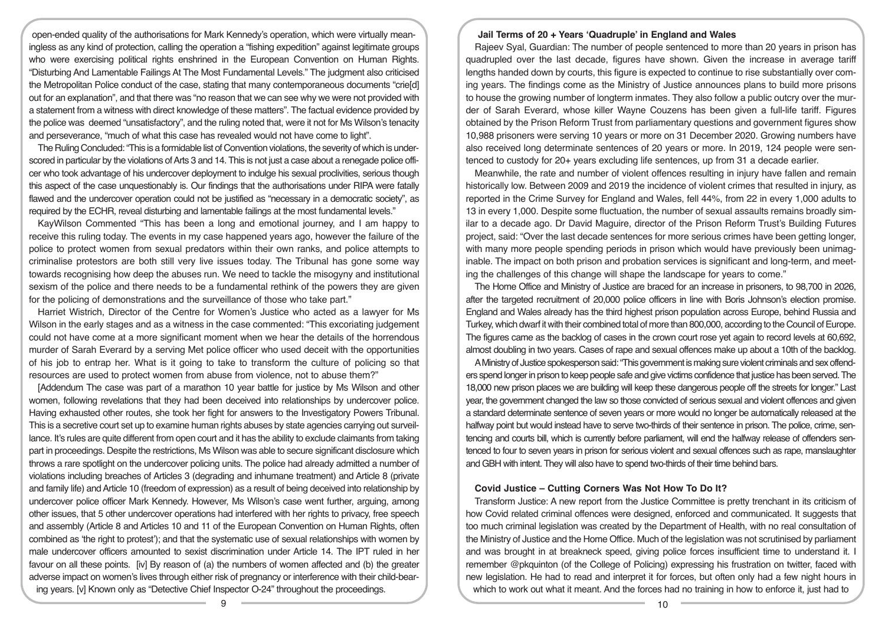open-ended quality of the authorisations for Mark Kennedy's operation, which were virtually meaningless as any kind of protection, calling the operation a "fishing expedition" against legitimate groups who were exercising political rights enshrined in the European Convention on Human Rights. "Disturbing And Lamentable Failings At The Most Fundamental Levels." The judgment also criticised the Metropolitan Police conduct of the case, stating that many contemporaneous documents "crie[d] out for an explanation", and that there was "no reason that we can see why we were not provided with a statement from a witness with direct knowledge of these matters". The factual evidence provided by the police was deemed "unsatisfactory", and the ruling noted that, were it not for Ms Wilson's tenacity and perseverance, "much of what this case has revealed would not have come to light".

The Ruling Concluded: "This is a formidable list of Convention violations, the severity of which is underscored in particular by the violations of Arts 3 and 14. This is not just a case about a renegade police officer who took advantage of his undercover deployment to indulge his sexual proclivities, serious though this aspect of the case unquestionably is. Our findings that the authorisations under RIPA were fatally flawed and the undercover operation could not be justified as "necessary in a democratic society", as required by the ECHR, reveal disturbing and lamentable failings at the most fundamental levels."

KayWilson Commented "This has been a long and emotional journey, and I am happy to receive this ruling today. The events in my case happened years ago, however the failure of the police to protect women from sexual predators within their own ranks, and police attempts to criminalise protestors are both still very live issues today. The Tribunal has gone some way towards recognising how deep the abuses run. We need to tackle the misogyny and institutional sexism of the police and there needs to be a fundamental rethink of the powers they are given for the policing of demonstrations and the surveillance of those who take part."

Harriet Wistrich, Director of the Centre for Women's Justice who acted as a lawyer for Ms Wilson in the early stages and as a witness in the case commented: "This excoriating judgement could not have come at a more significant moment when we hear the details of the horrendous murder of Sarah Everard by a serving Met police officer who used deceit with the opportunities of his job to entrap her. What is it going to take to transform the culture of policing so that resources are used to protect women from abuse from violence, not to abuse them?"

[Addendum The case was part of a marathon 10 year battle for justice by Ms Wilson and other women, following revelations that they had been deceived into relationships by undercover police. Having exhausted other routes, she took her fight for answers to the Investigatory Powers Tribunal. This is a secretive court set up to examine human rights abuses by state agencies carrying out surveillance. It's rules are quite different from open court and it has the ability to exclude claimants from taking part in proceedings. Despite the restrictions, Ms Wilson was able to secure significant disclosure which throws a rare spotlight on the undercover policing units. The police had already admitted a number of violations including breaches of Articles 3 (degrading and inhumane treatment) and Article 8 (private and family life) and Article 10 (freedom of expression) as a result of being deceived into relationship by undercover police officer Mark Kennedy. However, Ms Wilson's case went further, arguing, among other issues, that 5 other undercover operations had interfered with her rights to privacy, free speech and assembly (Article 8 and Articles 10 and 11 of the European Convention on Human Rights, often combined as 'the right to protest'); and that the systematic use of sexual relationships with women by male undercover officers amounted to sexist discrimination under Article 14. The IPT ruled in her favour on all these points. [iv] By reason of (a) the numbers of women affected and (b) the greater adverse impact on women's lives through either risk of pregnancy or interference with their child-bearing years. [v] Known only as "Detective Chief Inspector O-24" throughout the proceedings.

### Jail Terms of 20 + Years 'Quadruple' in England and Wales

Rajeev Syal, Guardian: The number of people sentenced to more than 20 years in prison has quadrupled over the last decade, figures have shown. Given the increase in average tariff lengths handed down by courts, this figure is expected to continue to rise substantially over coming years. The findings come as the Ministry of Justice announces plans to build more prisons to house the growing number of longterm inmates. They also follow a public outcry over the murder of Sarah Everard, whose killer Wayne Couzens has been given a full-life tariff. Figures obtained by the Prison Reform Trust from parliamentary questions and government figures show 10,988 prisoners were serving 10 years or more on 31 December 2020. Growing numbers have also received long determinate sentences of 20 years or more. In 2019, 124 people were sentenced to custody for 20+ years excluding life sentences, up from 31 a decade earlier.

Meanwhile, the rate and number of violent offences resulting in injury have fallen and remain historically low. Between 2009 and 2019 the incidence of violent crimes that resulted in injury, as reported in the Crime Survey for England and Wales, fell 44%, from 22 in every 1,000 adults to 13 in every 1,000. Despite some fluctuation, the number of sexual assaults remains broadly similar to a decade ago. Dr David Maguire, director of the Prison Reform Trust's Building Futures project, said: "Over the last decade sentences for more serious crimes have been getting longer, with many more people spending periods in prison which would have previously been unimaginable. The impact on both prison and probation services is significant and long-term, and meeting the challenges of this change will shape the landscape for years to come."

The Home Office and Ministry of Justice are braced for an increase in prisoners, to 98,700 in 2026, after the targeted recruitment of 20,000 police officers in line with Boris Johnson's election promise. England and Wales already has the third highest prison population across Europe, behind Russia and Turkey, which dwarf it with their combined total of more than 800,000, according to the Council of Europe. The figures came as the backlog of cases in the crown court rose yet again to record levels at 60,692, almost doubling in two years. Cases of rape and sexual offences make up about a 10th of the backlog.

A Ministry of Justice spokesperson said: "This government is making sure violent criminals and sex offenders spend longer in prison to keep people safe and give victims confidence that justice has been served. The 18,000 new prison places we are building will keep these dangerous people off the streets for longer." Last year, the government changed the law so those convicted of serious sexual and violent offences and given a standard determinate sentence of seven years or more would no longer be automatically released at the halfway point but would instead have to serve two-thirds of their sentence in prison. The police, crime, sentencing and courts bill, which is currently before parliament, will end the halfway release of offenders sentenced to four to seven years in prison for serious violent and sexual offences such as rape, manslaughter and GBH with intent. They will also have to spend two-thirds of their time behind bars.

### Covid Justice – Cutting Corners Was Not How To Do It?

Transform Justice: A new report from the Justice Committee is pretty trenchant in its criticism of how Covid related criminal offences were designed, enforced and communicated. It suggests that too much criminal legislation was created by the Department of Health, with no real consultation of the Ministry of Justice and the Home Office. Much of the legislation was not scrutinised by parliament and was brought in at breakneck speed, giving police forces insufficient time to understand it. I remember @pkquinton (of the College of Policing) expressing his frustration on twitter, faced with new legislation. He had to read and interpret it for forces, but often only had a few night hours in which to work out what it meant. And the forces had no training in how to enforce it, just had to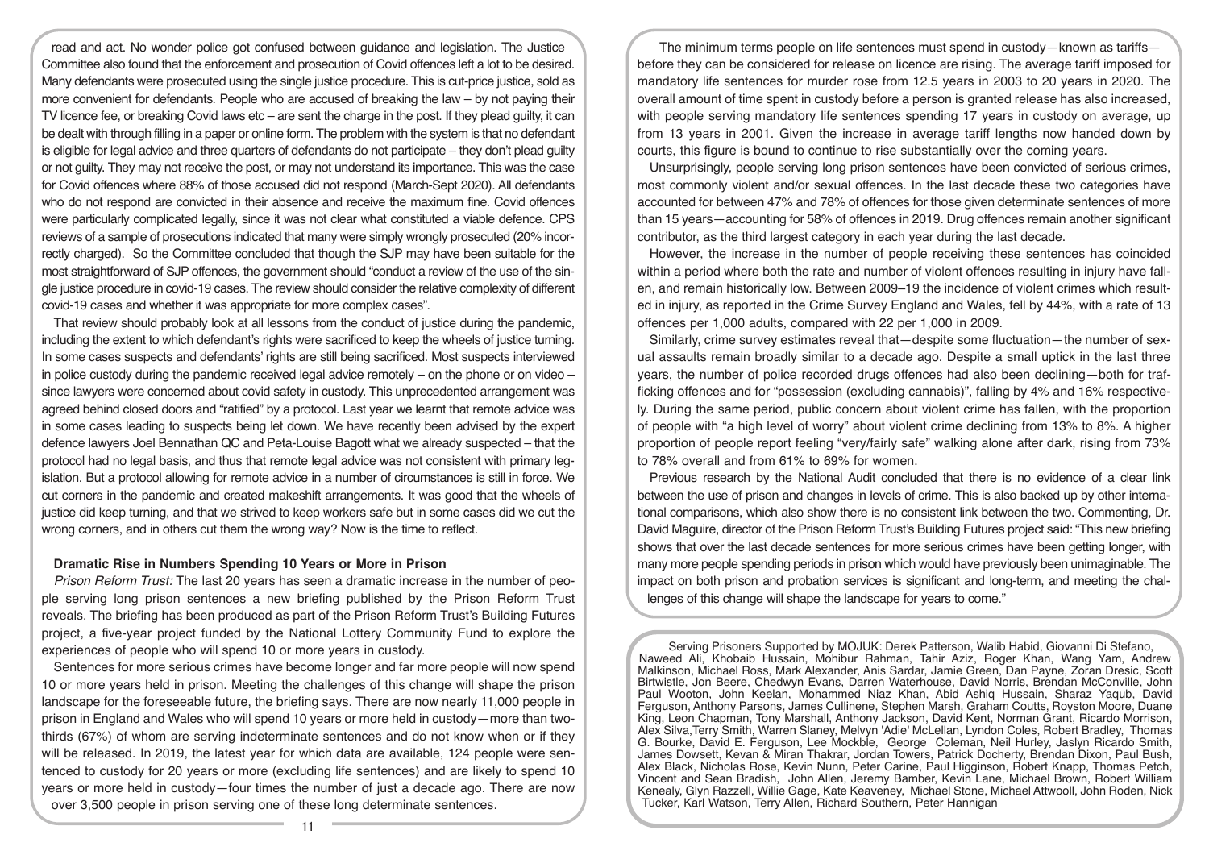read and act. No wonder police got confused between guidance and legislation. The Justice Committee also found that the enforcement and prosecution of Covid offences left a lot to be desired. Many defendants were prosecuted using the single justice procedure. This is cut-price justice, sold as more convenient for defendants. People who are accused of breaking the law – by not paying their TV licence fee, or breaking Covid laws etc – are sent the charge in the post. If they plead guilty, it can be dealt with through filling in a paper or online form. The problem with the system is that no defendant is eligible for legal advice and three quarters of defendants do not participate – they don't plead guilty or not guilty. They may not receive the post, or may not understand its importance. This was the case for Covid offences where 88% of those accused did not respond (March-Sept 2020). All defendants who do not respond are convicted in their absence and receive the maximum fine. Covid offences were particularly complicated legally, since it was not clear what constituted a viable defence. CPS reviews of a sample of prosecutions indicated that many were simply wrongly prosecuted (20% incorrectly charged). So the Committee concluded that though the SJP may have been suitable for the most straightforward of SJP offences, the government should "conduct a review of the use of the single justice procedure in covid-19 cases. The review should consider the relative complexity of different covid-19 cases and whether it was appropriate for more complex cases".

That review should probably look at all lessons from the conduct of justice during the pandemic, including the extent to which defendant's rights were sacrificed to keep the wheels of justice turning. In some cases suspects and defendants' rights are still being sacrificed. Most suspects interviewed in police custody during the pandemic received legal advice remotely – on the phone or on video – since lawyers were concerned about covid safety in custody. This unprecedented arrangement was agreed behind closed doors and "ratified" by a protocol. Last year we learnt that remote advice was in some cases leading to suspects being let down. We have recently been advised by the expert defence lawyers Joel Bennathan QC and Peta-Louise Bagott what we already suspected – that the protocol had no legal basis, and thus that remote legal advice was not consistent with primary legislation. But a protocol allowing for remote advice in a number of circumstances is still in force. We cut corners in the pandemic and created makeshift arrangements. It was good that the wheels of justice did keep turning, and that we strived to keep workers safe but in some cases did we cut the wrong corners, and in others cut them the wrong way? Now is the time to reflect.

## Dramatic Rise in Numbers Spending 10 Years or More in Prison

*Prison Reform Trust:* The last 20 years has seen a dramatic increase in the number of people serving long prison sentences a new briefing published by the Prison Reform Trust reveals. The briefing has been produced as part of the Prison Reform Trust's Building Futures project, a five-year project funded by the National Lottery Community Fund to explore the experiences of people who will spend 10 or more years in custody.

Sentences for more serious crimes have become longer and far more people will now spend 10 or more years held in prison. Meeting the challenges of this change will shape the prison landscape for the foreseeable future, the briefing says. There are now nearly 11,000 people in prison in England and Wales who will spend 10 years or more held in custody—more than two-thirds (67%) of whom are serving indeterminate sentences and do not know when or if they will be released. In 2019, the latest year for which data are available, 124 people were sentenced to custody for 20 years or more (excluding life sentences) and are likely to spend 10 years or more held in custody—four times the number of just a decade ago. There are now over 3,500 people in prison serving one of these long determinate sentences.

The minimum terms people on life sentences must spend in custody—known as tariffs—before they can be considered for release on licence are rising. The average tariff imposed for mandatory life sentences for murder rose from 12.5 years in 2003 to 20 years in 2020. The overall amount of time spent in custody before a person is granted release has also increased, with people serving mandatory life sentences spending 17 years in custody on average, up from 13 years in 2001. Given the increase in average tariff lengths now handed down by courts, this figure is bound to continue to rise substantially over the coming years.

Unsurprisingly, people serving long prison sentences have been convicted of serious crimes, most commonly violent and/or sexual offences. In the last decade these two categories have accounted for between 47% and 78% of offences for those given determinate sentences of more than 15 years—accounting for 58% of offences in 2019. Drug offences remain another significant contributor, as the third largest category in each year during the last decade.

However, the increase in the number of people receiving these sentences has coincided within a period where both the rate and number of violent offences resulting in injury have fallen, and remain historically low. Between 2009–19 the incidence of violent crimes which resulted in injury, as reported in the Crime Survey England and Wales, fell by 44%, with a rate of 13 offences per 1,000 adults, compared with 22 per 1,000 in 2009.

Similarly, crime survey estimates reveal that—despite some fluctuation—the number of sexual assaults remain broadly similar to a decade ago. Despite a small uptick in the last three years, the number of police recorded drugs offences had also been declining—both for trafficking offences and for "possession (excluding cannabis)", falling by 4% and 16% respectively. During the same period, public concern about violent crime has fallen, with the proportion of people with "a high level of worry" about violent crime declining from 13% to 8%. A higher proportion of people report feeling "very/fairly safe" walking alone after dark, rising from 73% to 78% overall and from 61% to 69% for women.

Previous research by the National Audit concluded that there is no evidence of a clear link between the use of prison and changes in levels of crime. This is also backed up by other international comparisons, which also show there is no consistent link between the two. Commenting, Dr. David Maguire, director of the Prison Reform Trust's Building Futures project said: "This new briefing shows that over the last decade sentences for more serious crimes have been getting longer, with many more people spending periods in prison which would have previously been unimaginable. The impact on both prison and probation services is significant and long-term, and meeting the challenges of this change will shape the landscape for years to come."

Serving Prisoners Supported by MOJUK: Derek Patterson, Walib Habid, Giovanni Di Stefano, Naweed Ali, Khobaib Hussain, Mohibur Rahman, Tahir Aziz, Roger Khan, Wang Yam, Andrew Malkinson, Michael Ross, Mark Alexander, Anis Sardar, Jamie Green, Dan Payne, Zoran Dresic, Scott Birtwistle, Jon Beere, Chedwyn Evans, Darren Waterhouse, David Norris, Brendan McConville, John Paul Wooton, John Keelan, Mohammed Niaz Khan, Abid Ashiq Hussain, Sharaz Yaqub, David Ferguson, Anthony Parsons, James Cullinene, Stephen Marsh, Graham Coutts, Royston Moore, Duane King, Leon Chapman, Tony Marshall, Anthony Jackson, David Kent, Norman Grant, Ricardo Morrison, Alex Silva,Terry Smith, Warren Slaney, Melvyn 'Adie' McLellan, Lyndon Coles, Robert Bradley, Thomas G. Bourke, David E. Ferguson, Lee Mockble, George Coleman, Neil Hurley, Jaslyn Ricardo Smith, James Dowsett, Kevan & Miran Thakrar, Jordan Towers, Patrick Docherty, Brendan Dixon, Paul Bush, Alex Black, Nicholas Rose, Kevin Nunn, Peter Carine, Paul Higginson, Robert Knapp, Thomas Petch, Vincent and Sean Bradish, John Allen, Jeremy Bamber, Kevin Lane, Michael Brown, Robert William Kenealy, Glyn Razzell, Willie Gage, Kate Keaveney, Michael Stone, Michael Attwooll, John Roden, Nick Tucker, Karl Watson, Terry Allen, Richard Southern, Peter Hannigan